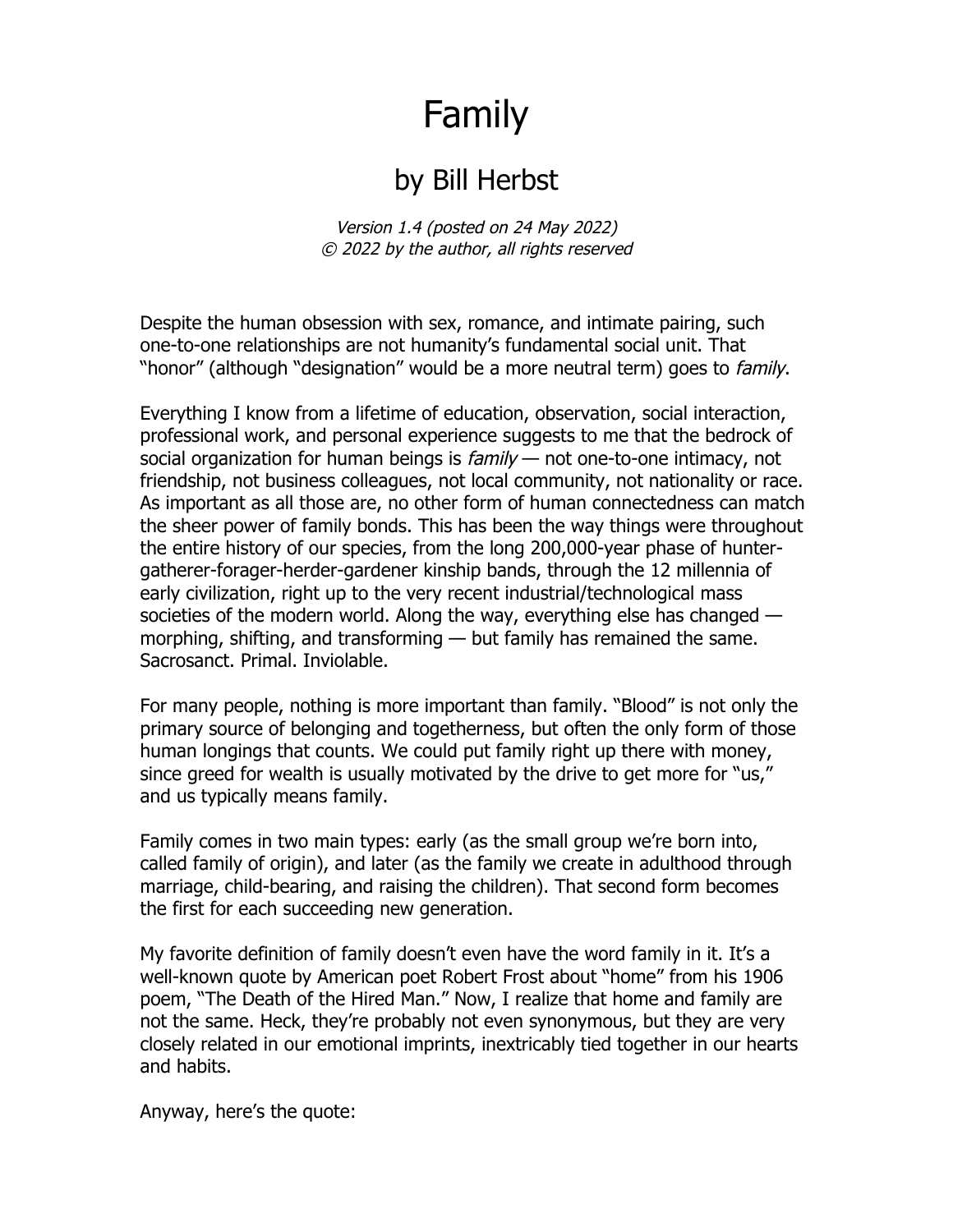# Family

## by Bill Herbst

*Version 1.4 (posted on 24 May 2022)*
*© 2022 by the author, all rights reserved*

Despite the human obsession with sex, romance, and intimate pairing, such one-to-one relationships are not humanity's fundamental social unit. That "honor" (although "designation" would be a more neutral term) goes to *family*.

Everything I know from a lifetime of education, observation, social interaction, professional work, and personal experience suggests to me that the bedrock of social organization for human beings is *family* — not one-to-one intimacy, not friendship, not business colleagues, not local community, not nationality or race. As important as all those are, no other form of human connectedness can match the sheer power of family bonds. This has been the way things were throughout the entire history of our species, from the long 200,000-year phase of hunter-gatherer-forager-herder-gardener kinship bands, through the 12 millennia of early civilization, right up to the very recent industrial/technological mass societies of the modern world. Along the way, everything else has changed — morphing, shifting, and transforming — but family has remained the same. Sacrosanct. Primal. Inviolable.

For many people, nothing is more important than family. "Blood" is not only the primary source of belonging and togetherness, but often the only form of those human longings that counts. We could put family right up there with money, since greed for wealth is usually motivated by the drive to get more for "us," and us typically means family.

Family comes in two main types: early (as the small group we're born into, called family of origin), and later (as the family we create in adulthood through marriage, child-bearing, and raising the children). That second form becomes the first for each succeeding new generation.

My favorite definition of family doesn't even have the word family in it. It's a well-known quote by American poet Robert Frost about "home" from his 1906 poem, "The Death of the Hired Man." Now, I realize that home and family are not the same. Heck, they're probably not even synonymous, but they are very closely related in our emotional imprints, inextricably tied together in our hearts and habits.

Anyway, here's the quote: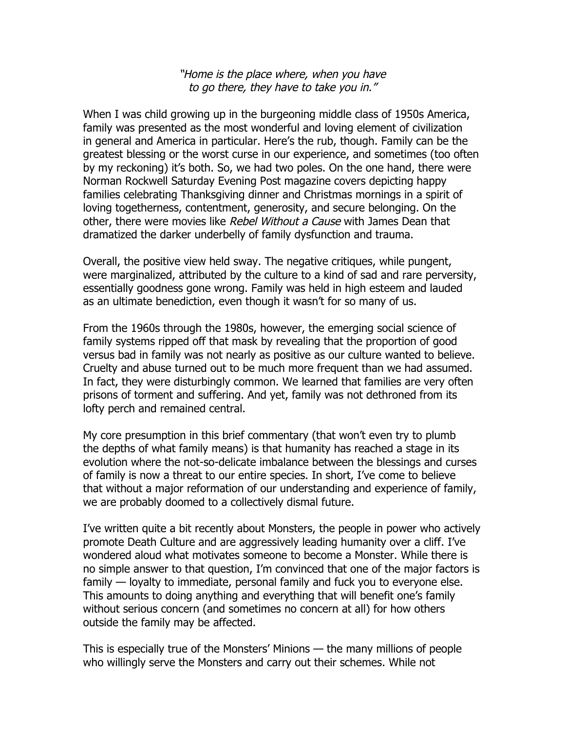*"Home is the place where, when you have to go there, they have to take you in."*

When I was child growing up in the burgeoning middle class of 1950s America, family was presented as the most wonderful and loving element of civilization in general and America in particular. Here's the rub, though. Family can be the greatest blessing or the worst curse in our experience, and sometimes (too often by my reckoning) it's both. So, we had two poles. On the one hand, there were Norman Rockwell Saturday Evening Post magazine covers depicting happy families celebrating Thanksgiving dinner and Christmas mornings in a spirit of loving togetherness, contentment, generosity, and secure belonging. On the other, there were movies like *Rebel Without a Cause* with James Dean that dramatized the darker underbelly of family dysfunction and trauma.

Overall, the positive view held sway. The negative critiques, while pungent, were marginalized, attributed by the culture to a kind of sad and rare perversity, essentially goodness gone wrong. Family was held in high esteem and lauded as an ultimate benediction, even though it wasn't for so many of us.

From the 1960s through the 1980s, however, the emerging social science of family systems ripped off that mask by revealing that the proportion of good versus bad in family was not nearly as positive as our culture wanted to believe. Cruelty and abuse turned out to be much more frequent than we had assumed. In fact, they were disturbingly common. We learned that families are very often prisons of torment and suffering. And yet, family was not dethroned from its lofty perch and remained central.

My core presumption in this brief commentary (that won't even try to plumb the depths of what family means) is that humanity has reached a stage in its evolution where the not-so-delicate imbalance between the blessings and curses of family is now a threat to our entire species. In short, I've come to believe that without a major reformation of our understanding and experience of family, we are probably doomed to a collectively dismal future.

I've written quite a bit recently about Monsters, the people in power who actively promote Death Culture and are aggressively leading humanity over a cliff. I've wondered aloud what motivates someone to become a Monster. While there is no simple answer to that question, I'm convinced that one of the major factors is family — loyalty to immediate, personal family and fuck you to everyone else. This amounts to doing anything and everything that will benefit one's family without serious concern (and sometimes no concern at all) for how others outside the family may be affected.

This is especially true of the Monsters' Minions — the many millions of people who willingly serve the Monsters and carry out their schemes. While not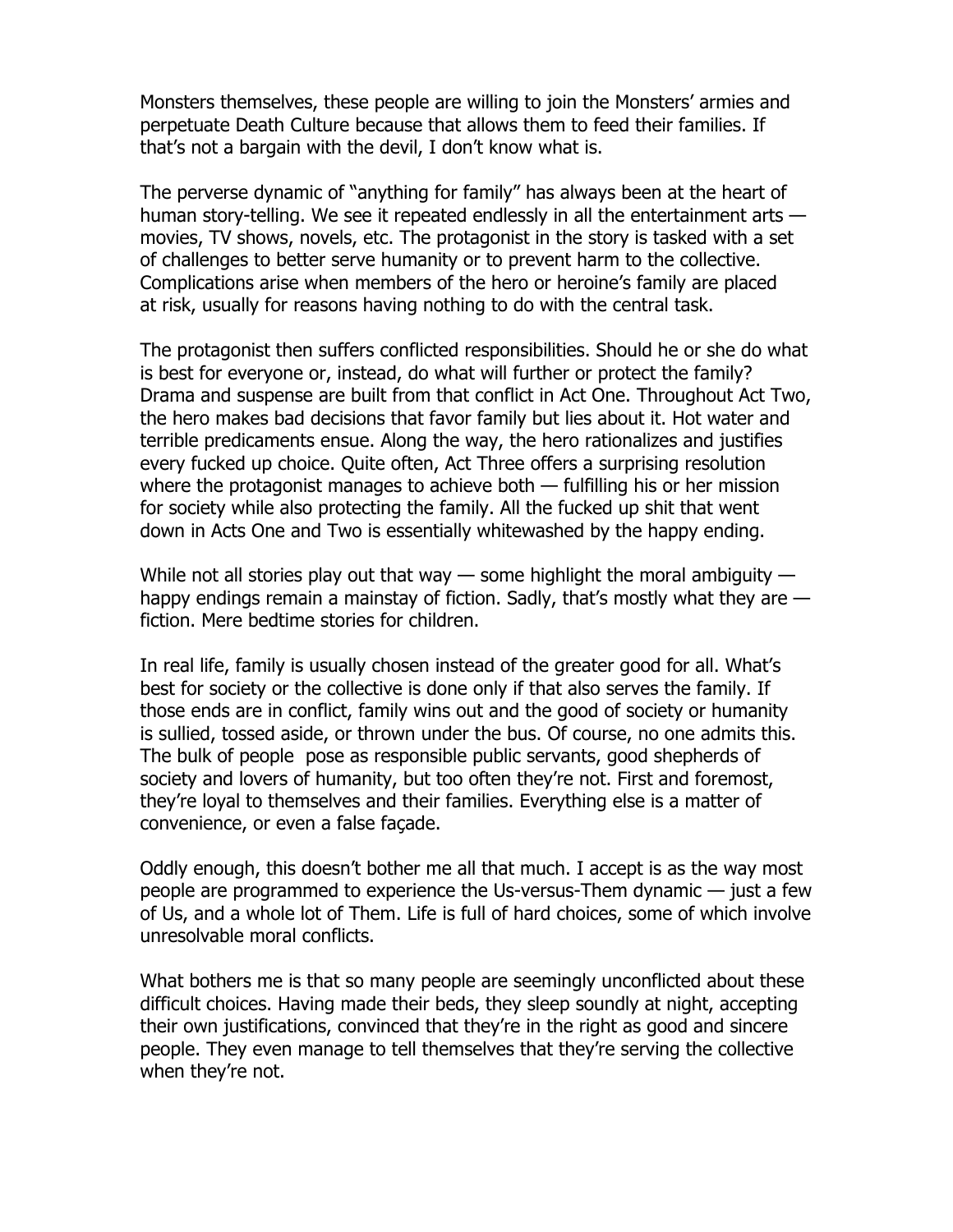Monsters themselves, these people are willing to join the Monsters' armies and perpetuate Death Culture because that allows them to feed their families. If that's not a bargain with the devil, I don't know what is.

The perverse dynamic of "anything for family" has always been at the heart of human story-telling. We see it repeated endlessly in all the entertainment arts — movies, TV shows, novels, etc. The protagonist in the story is tasked with a set of challenges to better serve humanity or to prevent harm to the collective. Complications arise when members of the hero or heroine's family are placed at risk, usually for reasons having nothing to do with the central task.

The protagonist then suffers conflicted responsibilities. Should he or she do what is best for everyone or, instead, do what will further or protect the family? Drama and suspense are built from that conflict in Act One. Throughout Act Two, the hero makes bad decisions that favor family but lies about it. Hot water and terrible predicaments ensue. Along the way, the hero rationalizes and justifies every fucked up choice. Quite often, Act Three offers a surprising resolution where the protagonist manages to achieve both — fulfilling his or her mission for society while also protecting the family. All the fucked up shit that went down in Acts One and Two is essentially whitewashed by the happy ending.

While not all stories play out that way — some highlight the moral ambiguity — happy endings remain a mainstay of fiction. Sadly, that's mostly what they are — fiction. Mere bedtime stories for children.

In real life, family is usually chosen instead of the greater good for all. What's best for society or the collective is done only if that also serves the family. If those ends are in conflict, family wins out and the good of society or humanity is sullied, tossed aside, or thrown under the bus. Of course, no one admits this. The bulk of people pose as responsible public servants, good shepherds of society and lovers of humanity, but too often they're not. First and foremost, they're loyal to themselves and their families. Everything else is a matter of convenience, or even a false façade.

Oddly enough, this doesn't bother me all that much. I accept is as the way most people are programmed to experience the Us-versus-Them dynamic — just a few of Us, and a whole lot of Them. Life is full of hard choices, some of which involve unresolvable moral conflicts.

What bothers me is that so many people are seemingly unconflicted about these difficult choices. Having made their beds, they sleep soundly at night, accepting their own justifications, convinced that they're in the right as good and sincere people. They even manage to tell themselves that they're serving the collective when they're not.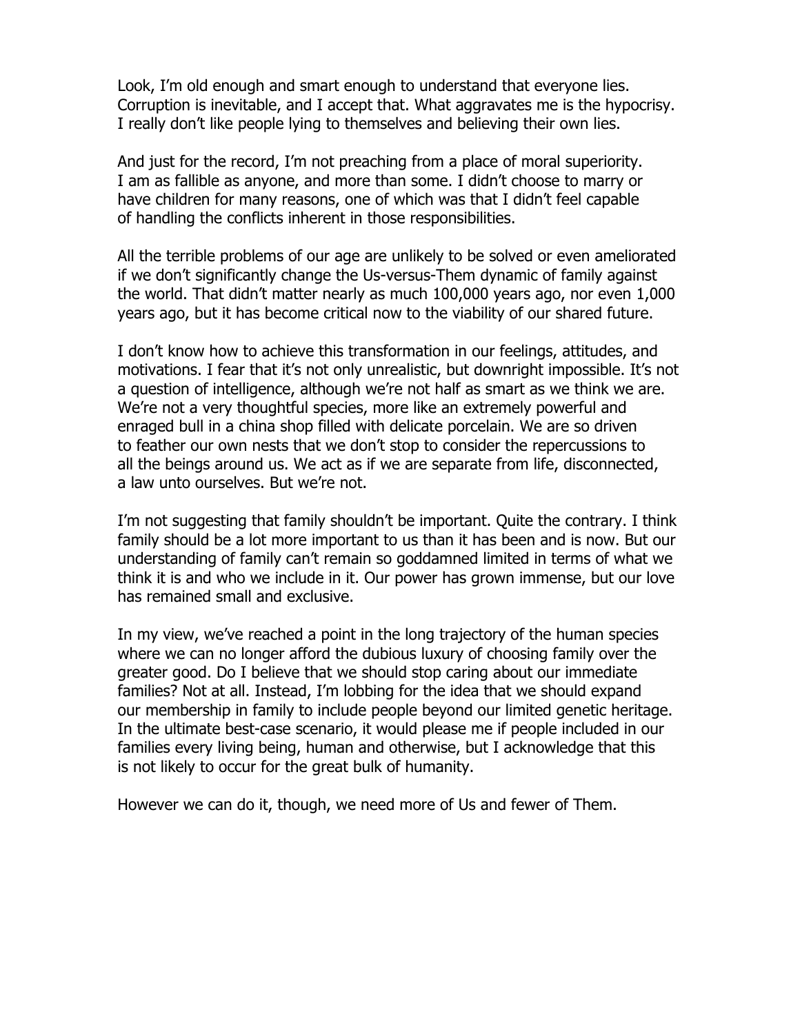Look, I'm old enough and smart enough to understand that everyone lies. Corruption is inevitable, and I accept that. What aggravates me is the hypocrisy. I really don't like people lying to themselves and believing their own lies.

And just for the record, I'm not preaching from a place of moral superiority. I am as fallible as anyone, and more than some. I didn't choose to marry or have children for many reasons, one of which was that I didn't feel capable of handling the conflicts inherent in those responsibilities.

All the terrible problems of our age are unlikely to be solved or even ameliorated if we don't significantly change the Us-versus-Them dynamic of family against the world. That didn't matter nearly as much 100,000 years ago, nor even 1,000 years ago, but it has become critical now to the viability of our shared future.

I don't know how to achieve this transformation in our feelings, attitudes, and motivations. I fear that it's not only unrealistic, but downright impossible. It's not a question of intelligence, although we're not half as smart as we think we are. We're not a very thoughtful species, more like an extremely powerful and enraged bull in a china shop filled with delicate porcelain. We are so driven to feather our own nests that we don't stop to consider the repercussions to all the beings around us. We act as if we are separate from life, disconnected, a law unto ourselves. But we're not.

I'm not suggesting that family shouldn't be important. Quite the contrary. I think family should be a lot more important to us than it has been and is now. But our understanding of family can't remain so goddamned limited in terms of what we think it is and who we include in it. Our power has grown immense, but our love has remained small and exclusive.

In my view, we've reached a point in the long trajectory of the human species where we can no longer afford the dubious luxury of choosing family over the greater good. Do I believe that we should stop caring about our immediate families? Not at all. Instead, I'm lobbing for the idea that we should expand our membership in family to include people beyond our limited genetic heritage. In the ultimate best-case scenario, it would please me if people included in our families every living being, human and otherwise, but I acknowledge that this is not likely to occur for the great bulk of humanity.

However we can do it, though, we need more of Us and fewer of Them.